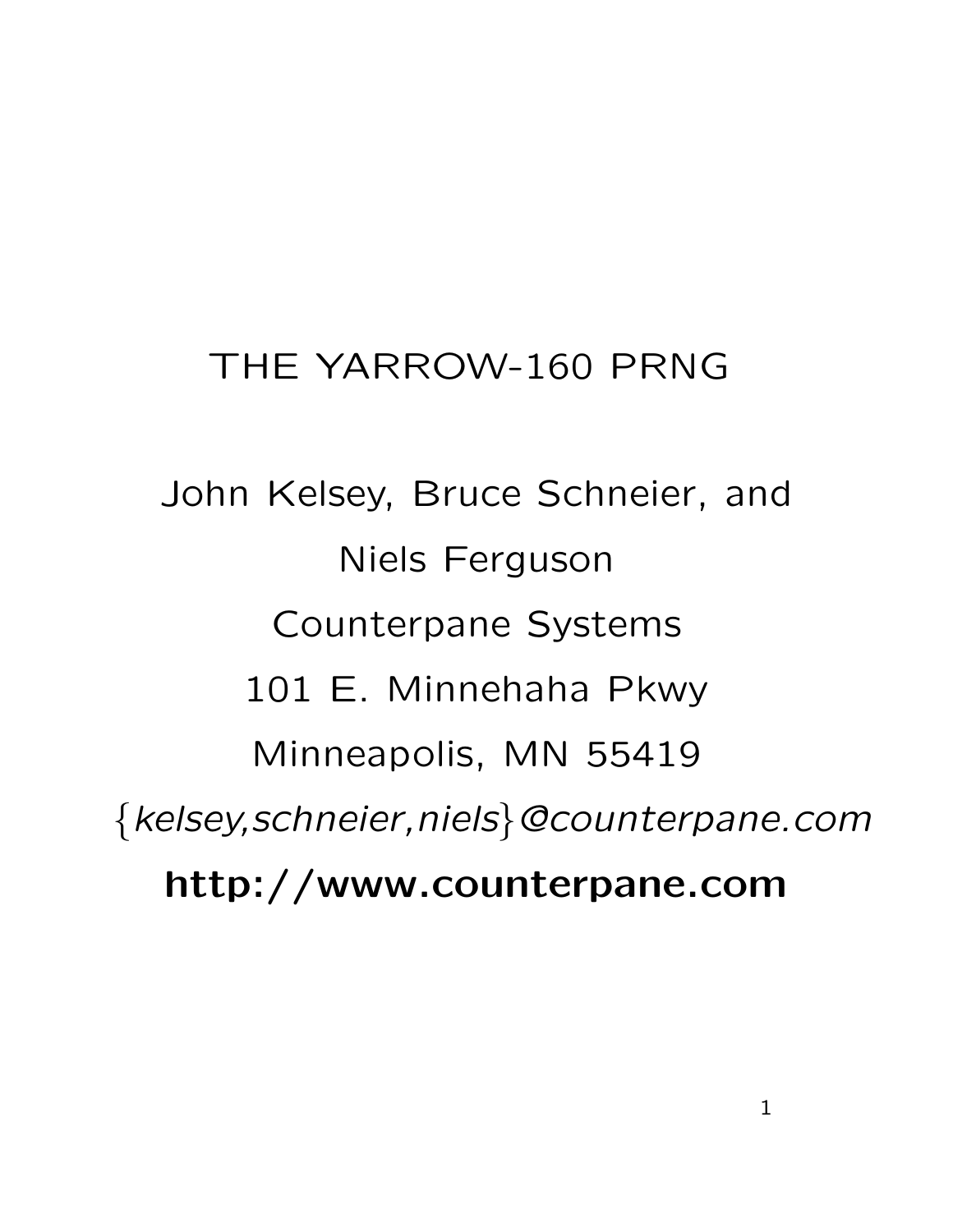# THE YARROW-160 PRNG

John Kelsey, Bruce Schneier, and Niels Ferguson

Counterpane Systems

101 E. Minnehaha Pkwy

Minneapolis, MN 55419

{*kelsey,schneier,niels*}*@counterpane.com*

**http://www.counterpane.com**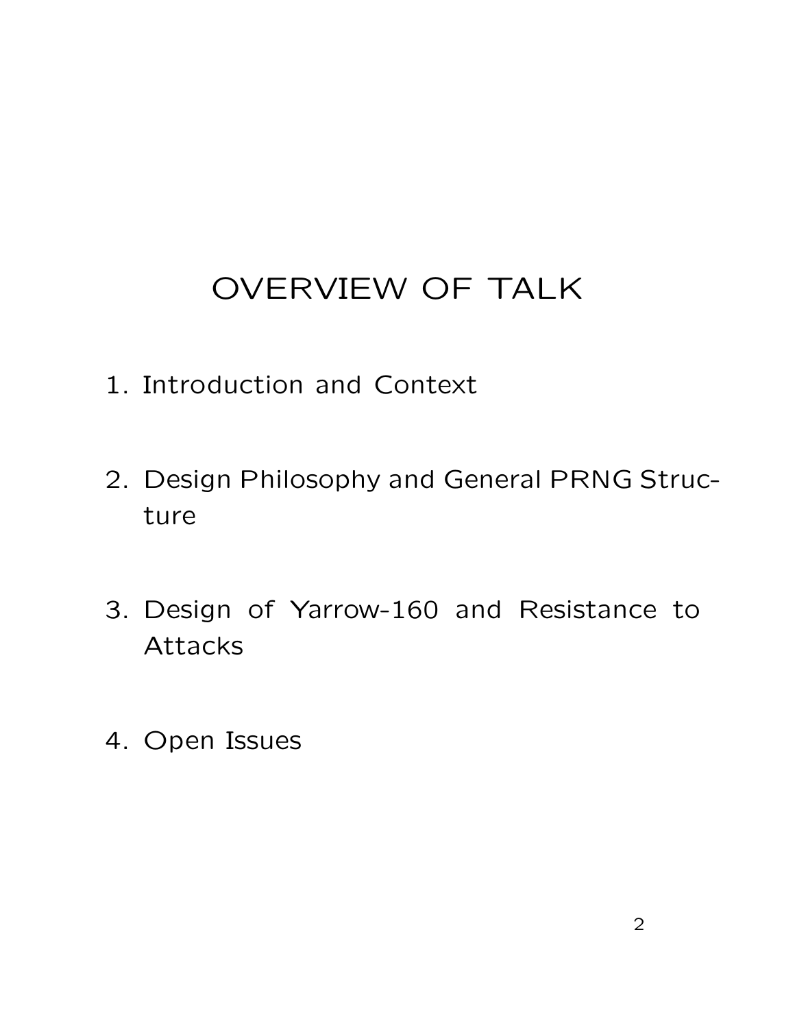# OVERVIEW OF TALK

1. Introduction and Context
2. Design Philosophy and General PRNG Structure
3. Design of Yarrow-160 and Resistance to Attacks
4. Open Issues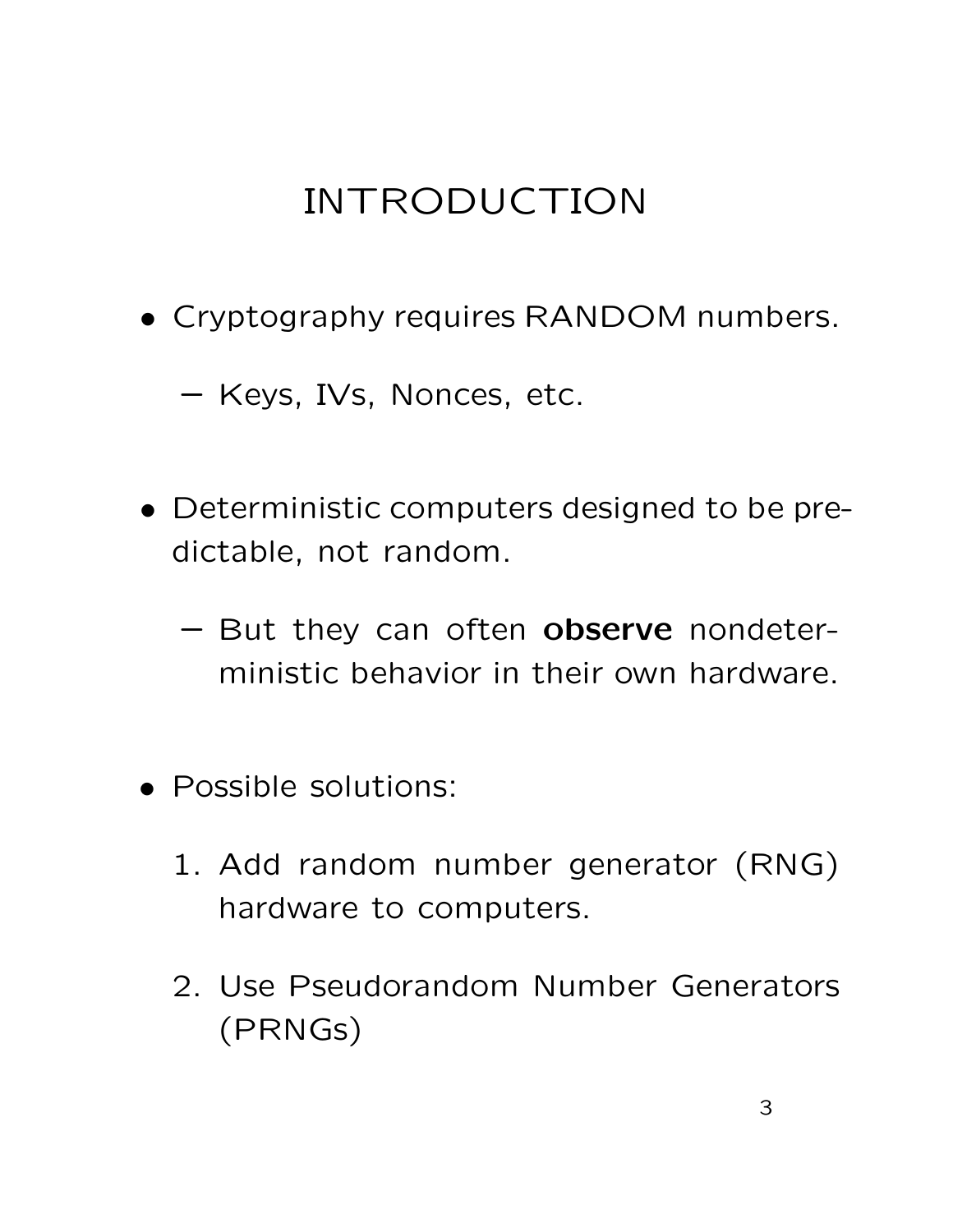# INTRODUCTION

- Cryptography requires RANDOM numbers.
  - Keys, IVs, Nonces, etc.

- Deterministic computers designed to be predictable, not random.
  - But they can often **observe** nondeterministic behavior in their own hardware.

- Possible solutions:
  1. Add random number generator (RNG) hardware to computers.
  2. Use Pseudorandom Number Generators (PRNGs)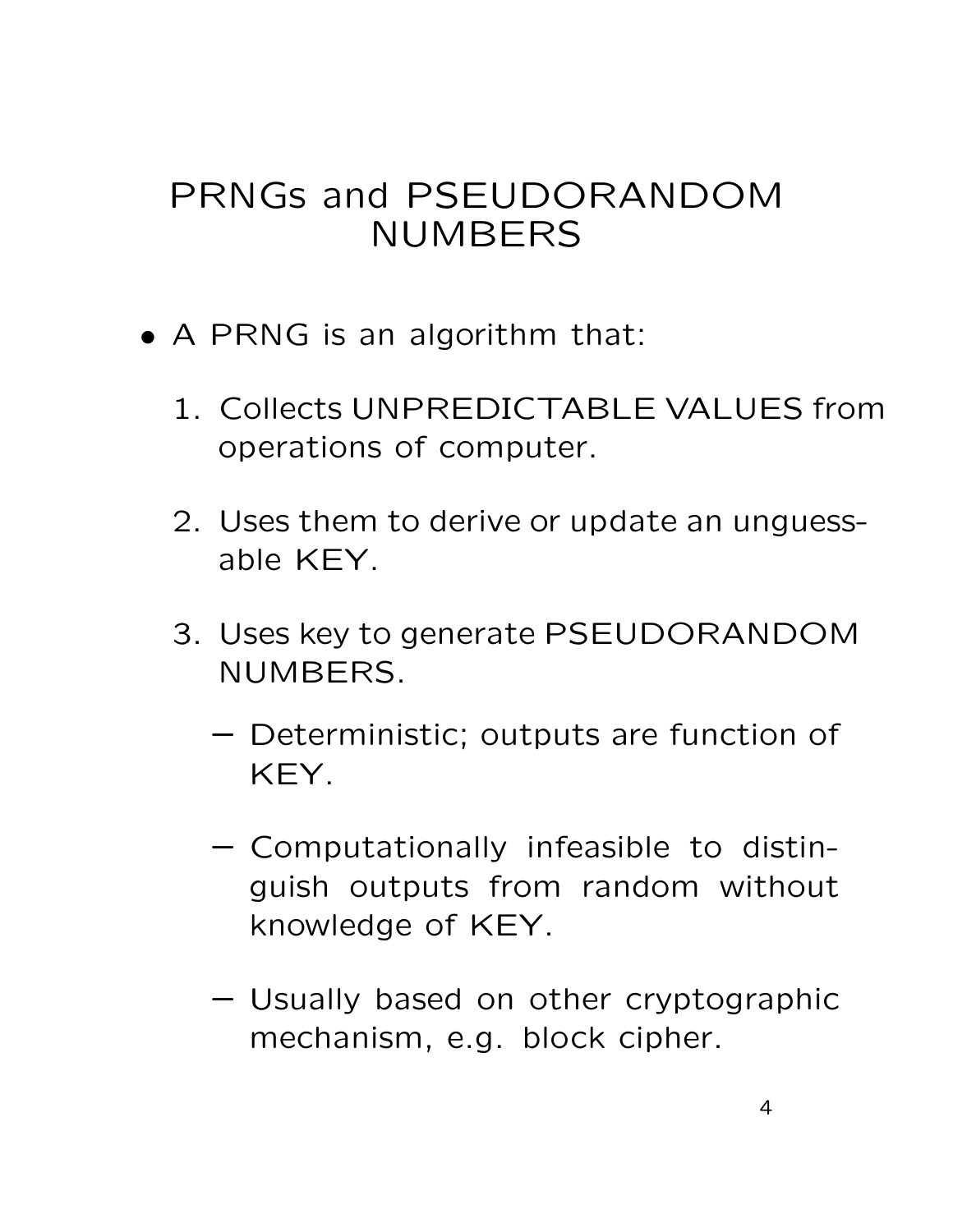# PRNGs and PSEUDORANDOM NUMBERS

- A PRNG is an algorithm that:
  1. Collects UNPREDICTABLE VALUES from operations of computer.
  2. Uses them to derive or update an unguessable KEY.
  3. Uses key to generate PSEUDORANDOM NUMBERS.
     - Deterministic; outputs are function of KEY.
     - Computationally infeasible to distinguish outputs from random without knowledge of KEY.
     - Usually based on other cryptographic mechanism, e.g. block cipher.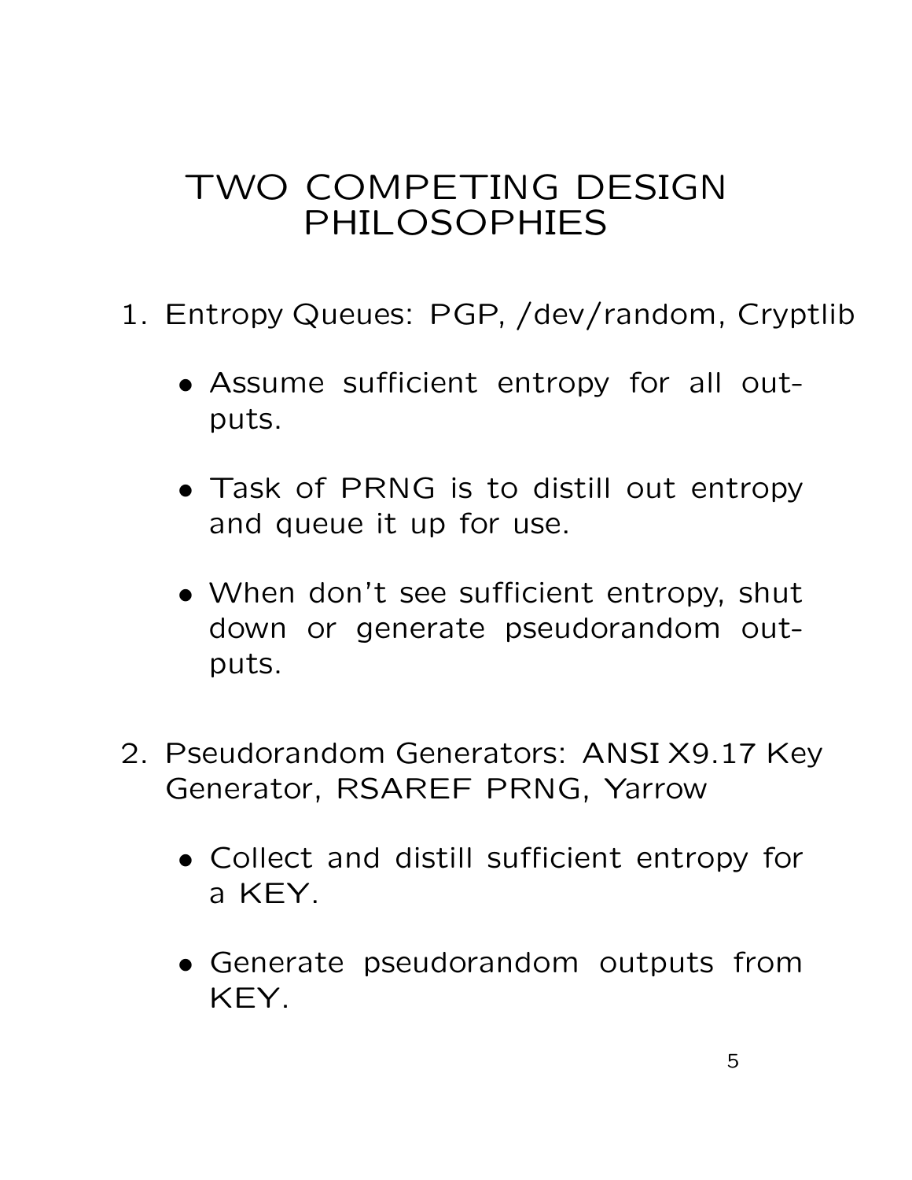# TWO COMPETING DESIGN PHILOSOPHIES

1. Entropy Queues: PGP, /dev/random, Cryptlib

   - Assume sufficient entropy for all outputs.

   - Task of PRNG is to distill out entropy and queue it up for use.

   - When don't see sufficient entropy, shut down or generate pseudorandom outputs.

2. Pseudorandom Generators: ANSI X9.17 Key Generator, RSAREF PRNG, Yarrow

   - Collect and distill sufficient entropy for a KEY.

   - Generate pseudorandom outputs from KEY.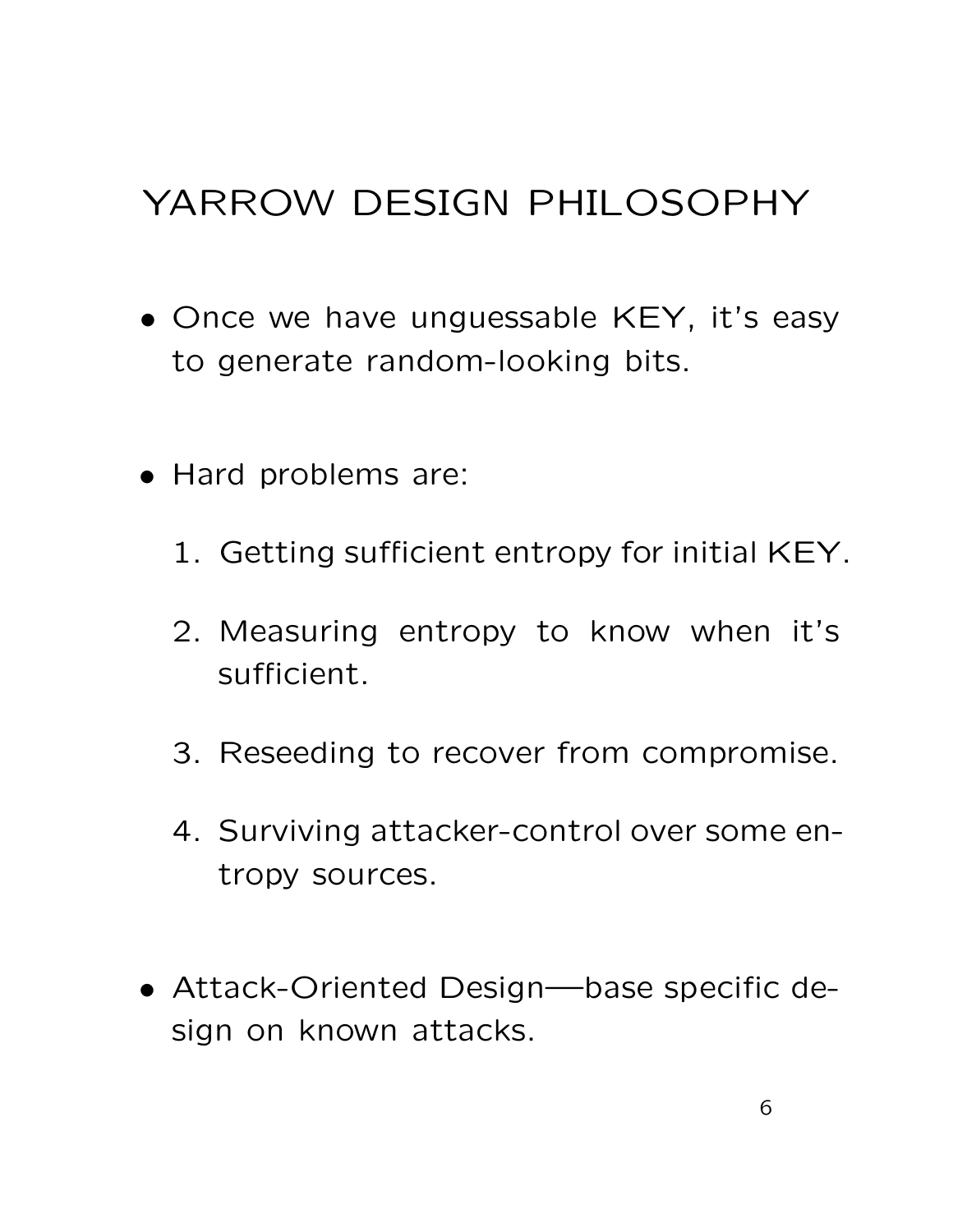# YARROW DESIGN PHILOSOPHY

- Once we have unguessable KEY, it's easy to generate random-looking bits.
- Hard problems are:
  1. Getting sufficient entropy for initial KEY.
  2. Measuring entropy to know when it's sufficient.
  3. Reseeding to recover from compromise.
  4. Surviving attacker-control over some entropy sources.
- Attack-Oriented Design—base specific design on known attacks.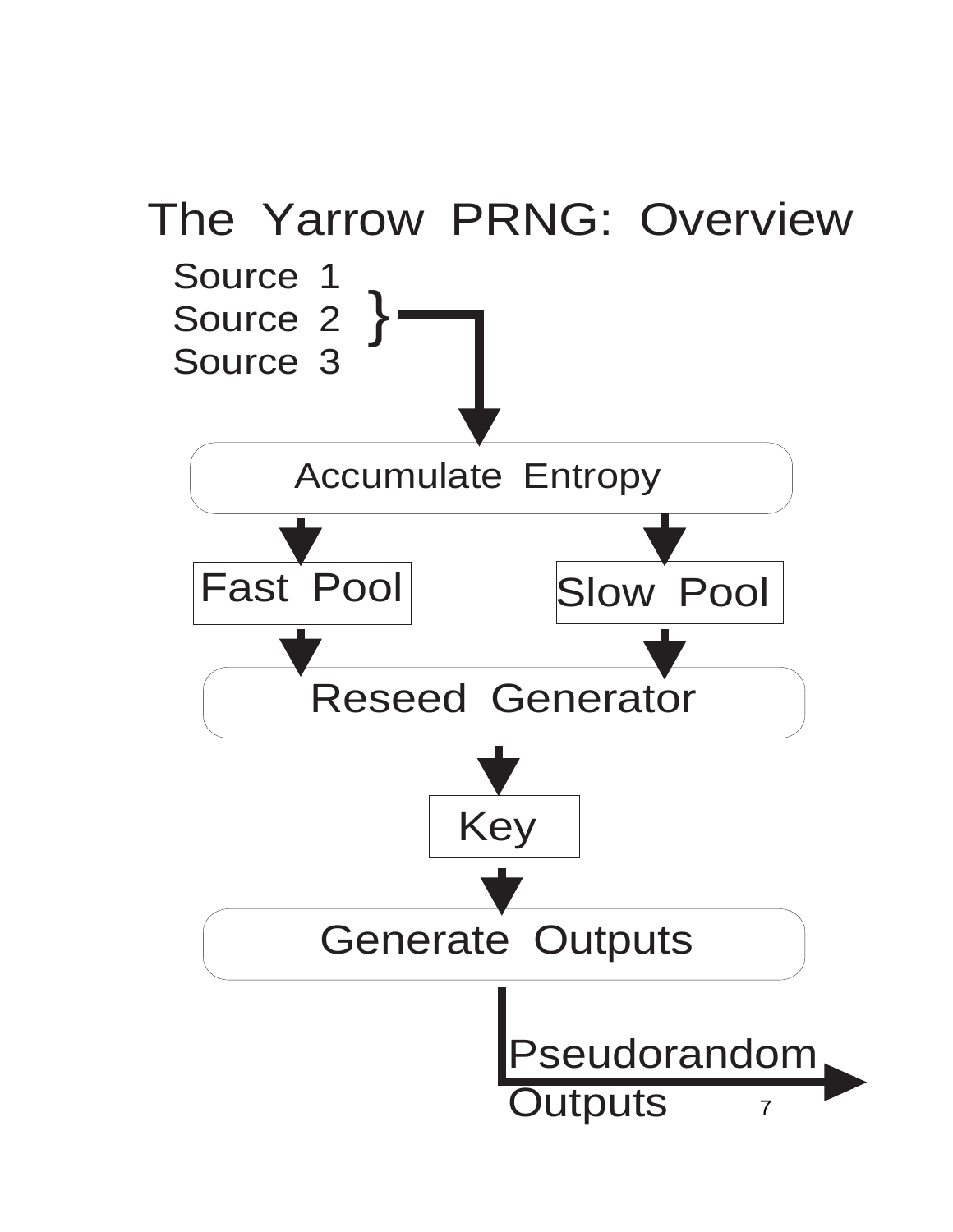# The Yarrow PRNG: Overview

Source 1
Source 2
Source 3

Accumulate Entropy

Fast Pool

Slow Pool

Reseed Generator

Key

Generate Outputs

Pseudorandom Outputs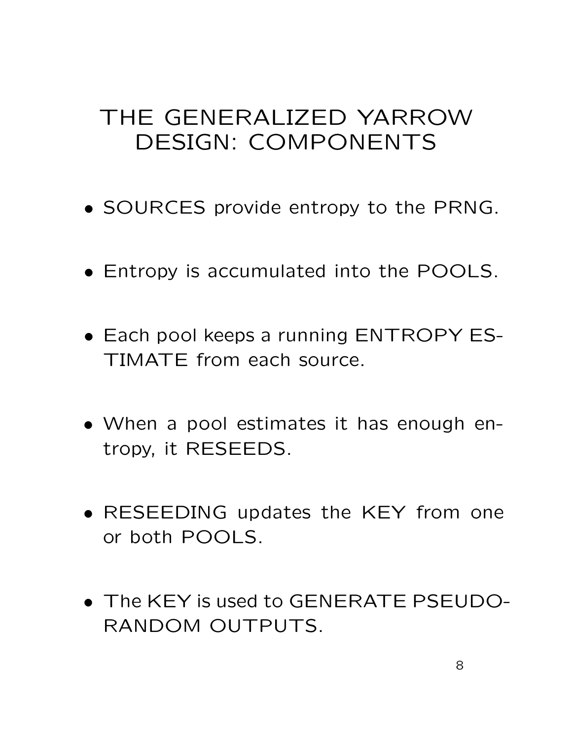# THE GENERALIZED YARROW DESIGN: COMPONENTS

- SOURCES provide entropy to the PRNG.
- Entropy is accumulated into the POOLS.
- Each pool keeps a running ENTROPY ESTIMATE from each source.
- When a pool estimates it has enough entropy, it RESEEDS.
- RESEEDING updates the KEY from one or both POOLS.
- The KEY is used to GENERATE PSEUDO-RANDOM OUTPUTS.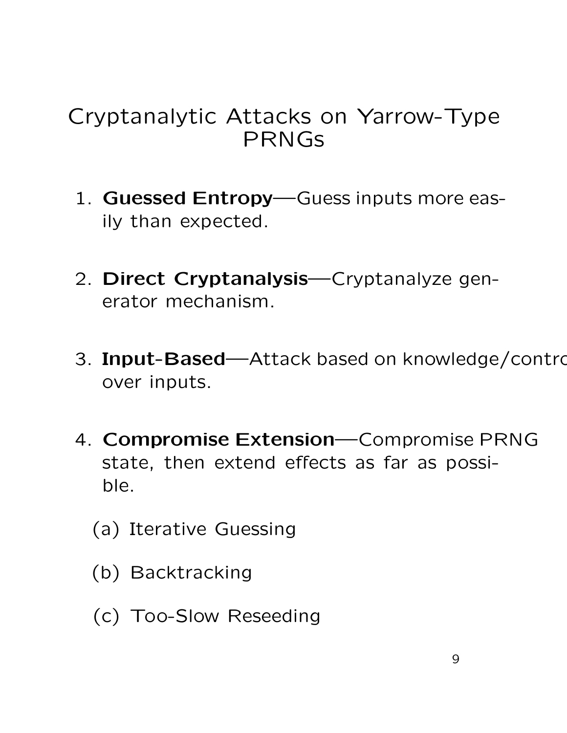# Cryptanalytic Attacks on Yarrow-Type PRNGs

1. **Guessed Entropy**—Guess inputs more easily than expected.
2. **Direct Cryptanalysis**—Cryptanalyze generator mechanism.
3. **Input-Based**—Attack based on knowledge/control over inputs.
4. **Compromise Extension**—Compromise PRNG state, then extend effects as far as possible.
   (a) Iterative Guessing
   (b) Backtracking
   (c) Too-Slow Reseeding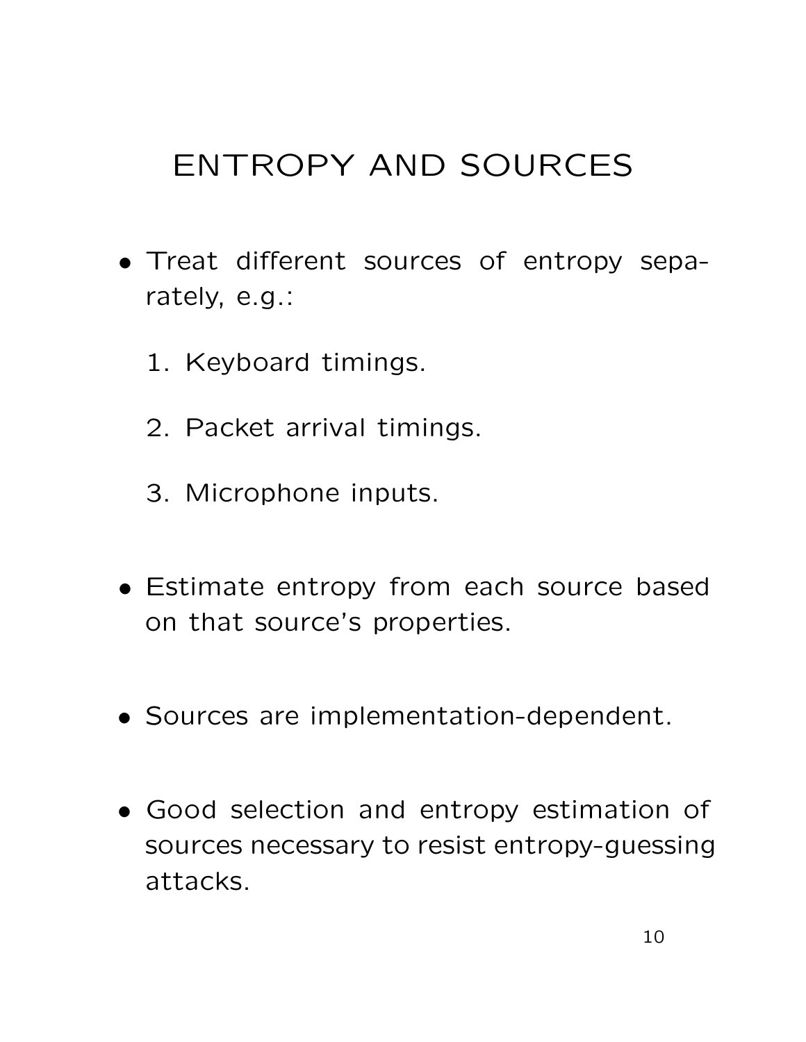# ENTROPY AND SOURCES

- Treat different sources of entropy separately, e.g.:

  1. Keyboard timings.
  2. Packet arrival timings.
  3. Microphone inputs.

- Estimate entropy from each source based on that source's properties.

- Sources are implementation-dependent.

- Good selection and entropy estimation of sources necessary to resist entropy-guessing attacks.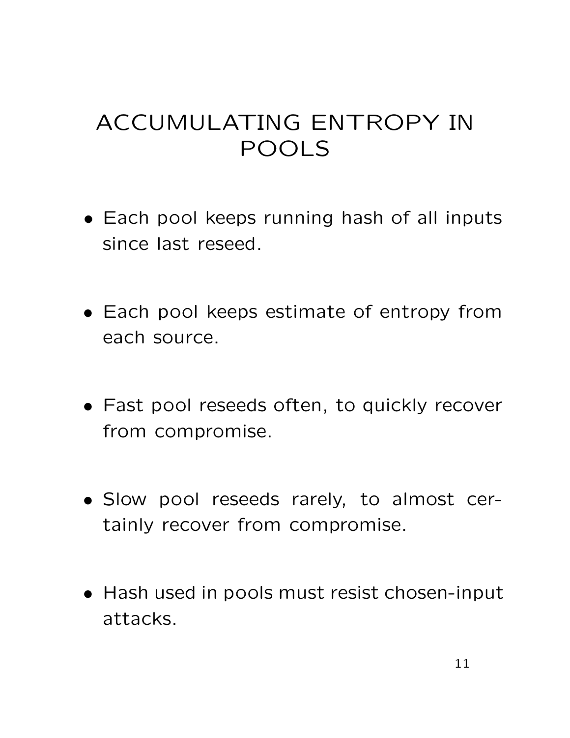# ACCUMULATING ENTROPY IN POOLS

- Each pool keeps running hash of all inputs since last reseed.
- Each pool keeps estimate of entropy from each source.
- Fast pool reseeds often, to quickly recover from compromise.
- Slow pool reseeds rarely, to almost certainly recover from compromise.
- Hash used in pools must resist chosen-input attacks.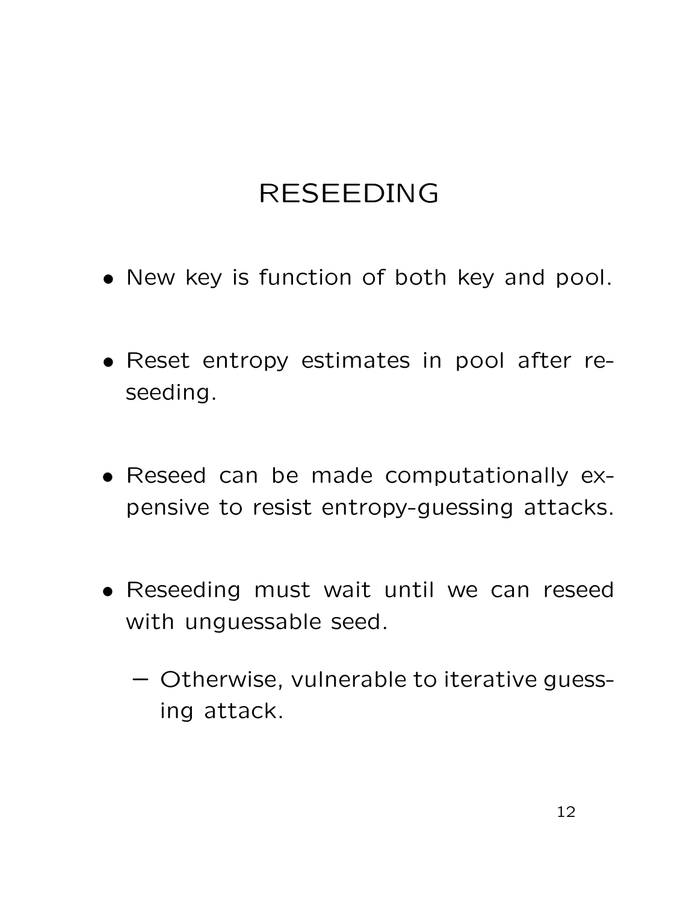# RESEEDING

- New key is function of both key and pool.
- Reset entropy estimates in pool after reseeding.
- Reseed can be made computationally expensive to resist entropy-guessing attacks.
- Reseeding must wait until we can reseed with unguessable seed.
  - Otherwise, vulnerable to iterative guessing attack.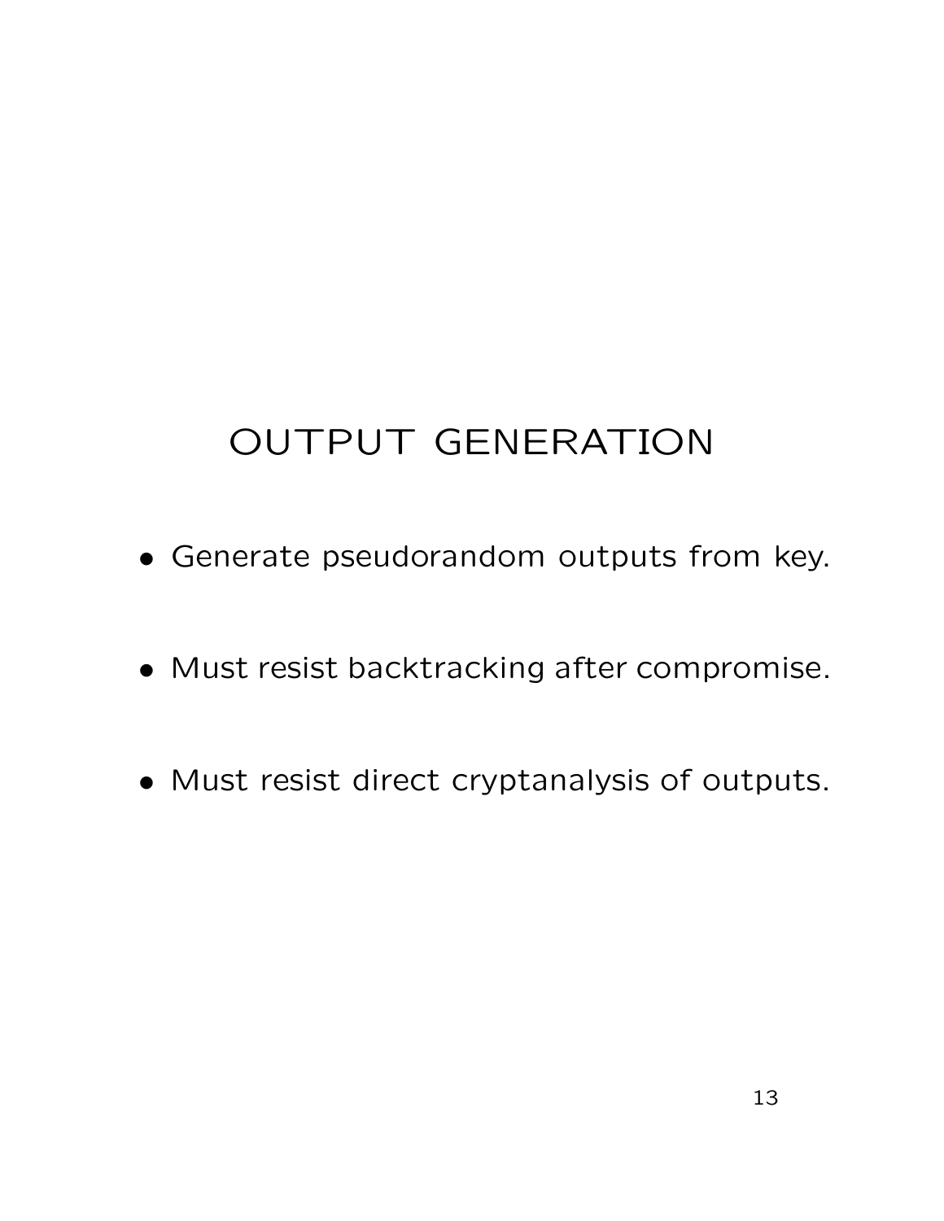# OUTPUT GENERATION

- Generate pseudorandom outputs from key.
- Must resist backtracking after compromise.
- Must resist direct cryptanalysis of outputs.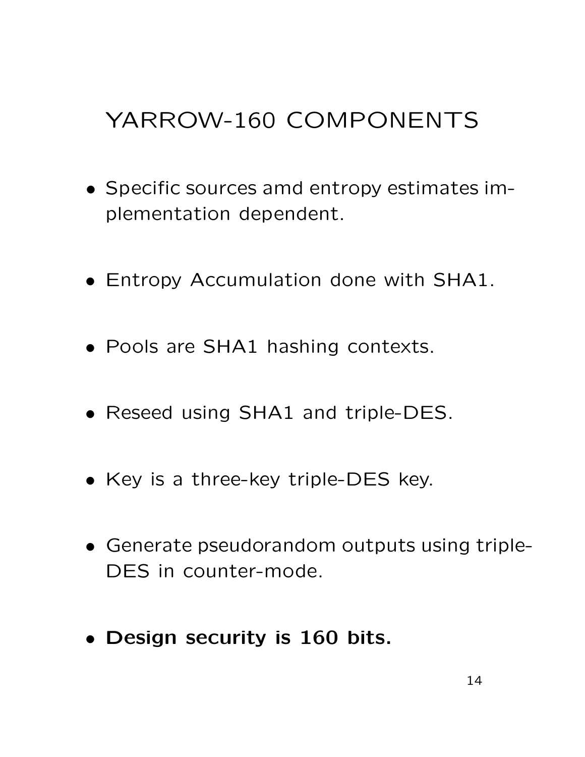# YARROW-160 COMPONENTS

- Specific sources amd entropy estimates implementation dependent.
- Entropy Accumulation done with SHA1.
- Pools are SHA1 hashing contexts.
- Reseed using SHA1 and triple-DES.
- Key is a three-key triple-DES key.
- Generate pseudorandom outputs using triple-DES in counter-mode.
- **Design security is 160 bits.**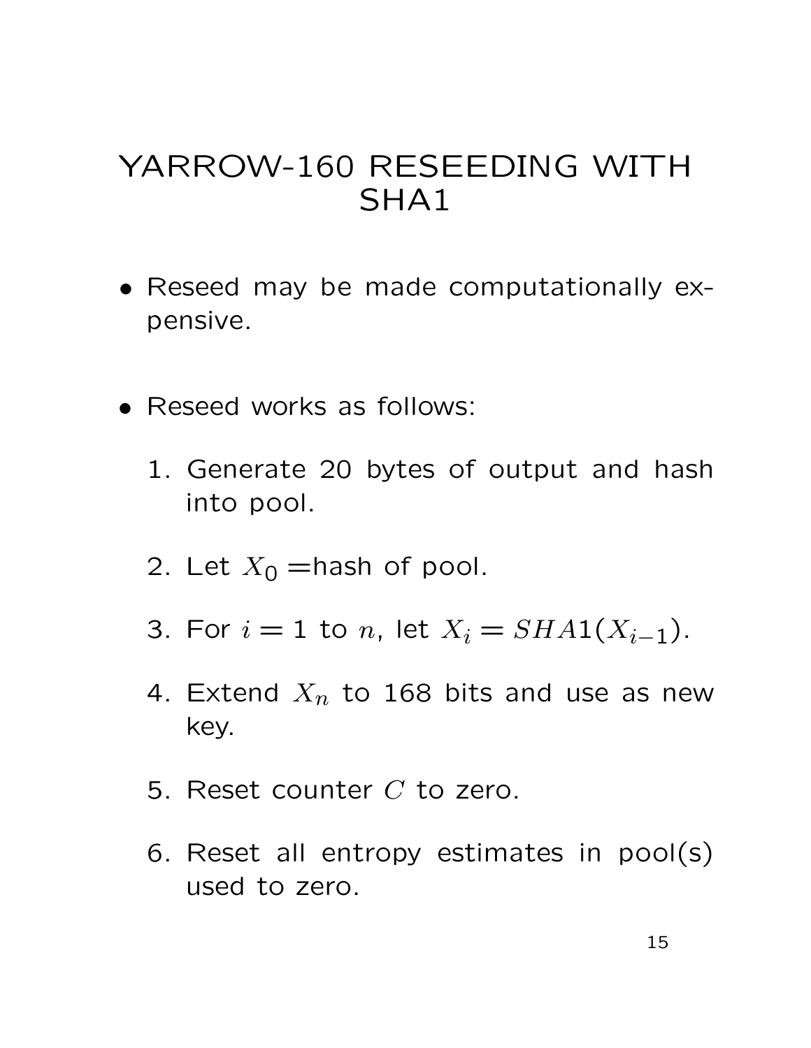# YARROW-160 RESEEDING WITH SHA1

- Reseed may be made computationally expensive.

- Reseed works as follows:

  1. Generate 20 bytes of output and hash into pool.
  2. Let $X_0$ =hash of pool.
  3. For $i = 1$ to $n$, let $X_i = SHA1(X_{i-1})$.
  4. Extend $X_n$ to 168 bits and use as new key.
  5. Reset counter $C$ to zero.
  6. Reset all entropy estimates in pool(s) used to zero.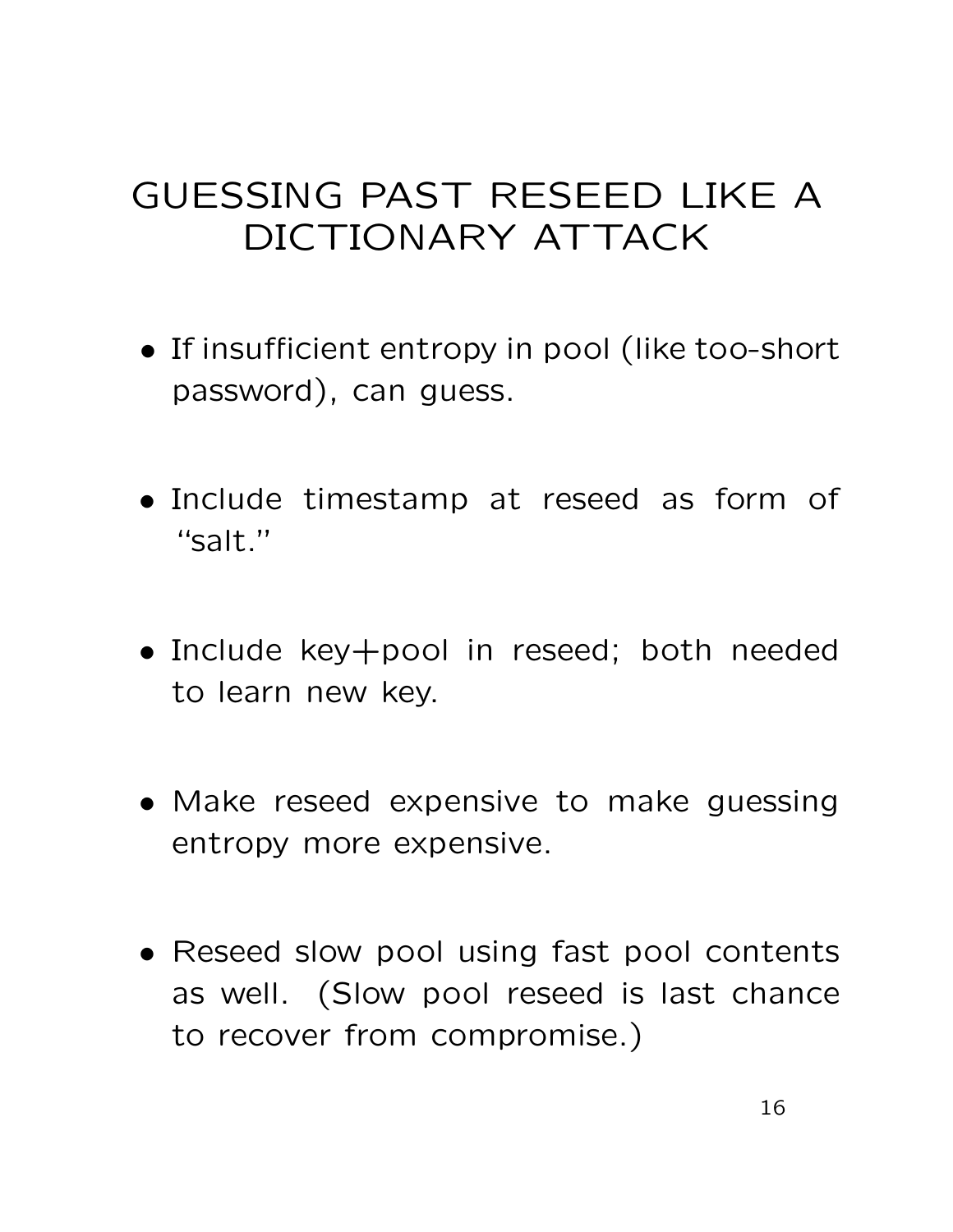# GUESSING PAST RESEED LIKE A DICTIONARY ATTACK

- If insufficient entropy in pool (like too-short password), can guess.
- Include timestamp at reseed as form of "salt."
- Include key+pool in reseed; both needed to learn new key.
- Make reseed expensive to make guessing entropy more expensive.
- Reseed slow pool using fast pool contents as well. (Slow pool reseed is last chance to recover from compromise.)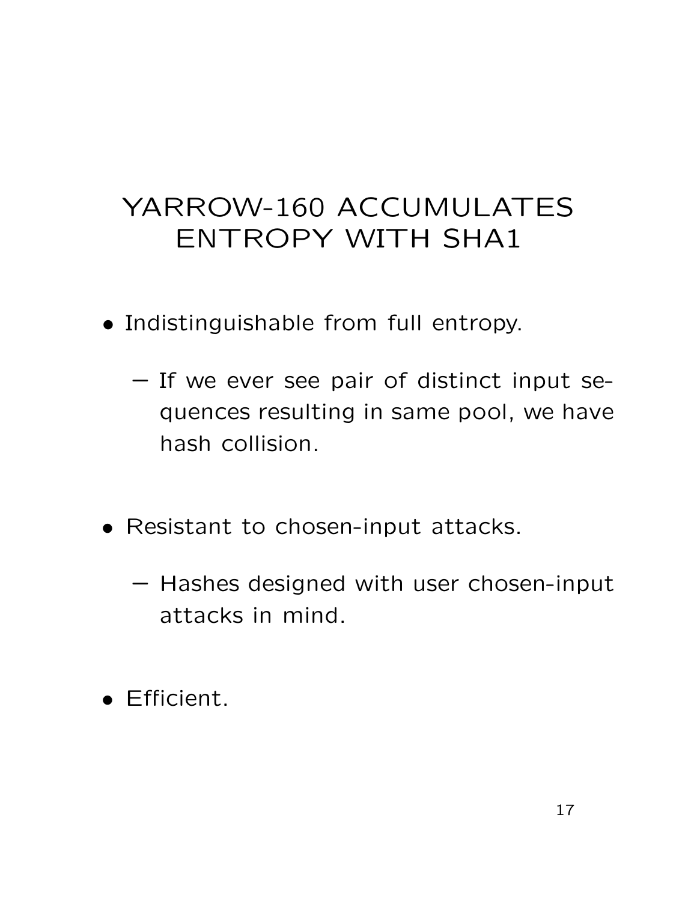# YARROW-160 ACCUMULATES ENTROPY WITH SHA1

- Indistinguishable from full entropy.
  - If we ever see pair of distinct input sequences resulting in same pool, we have hash collision.
- Resistant to chosen-input attacks.
  - Hashes designed with user chosen-input attacks in mind.
- Efficient.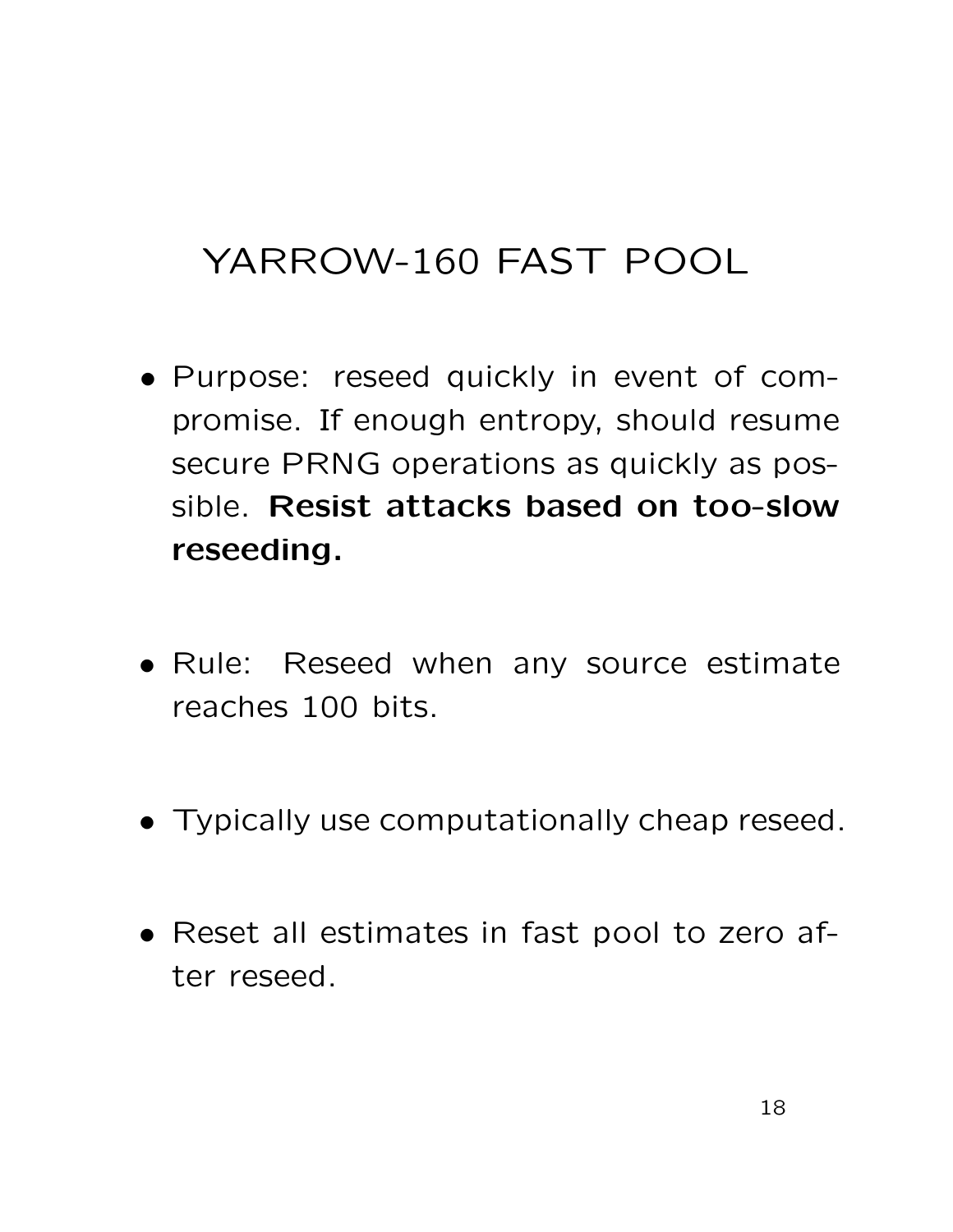# YARROW-160 FAST POOL

- Purpose: reseed quickly in event of compromise. If enough entropy, should resume secure PRNG operations as quickly as possible. **Resist attacks based on too-slow reseeding.**

- Rule: Reseed when any source estimate reaches 100 bits.

- Typically use computationally cheap reseed.

- Reset all estimates in fast pool to zero after reseed.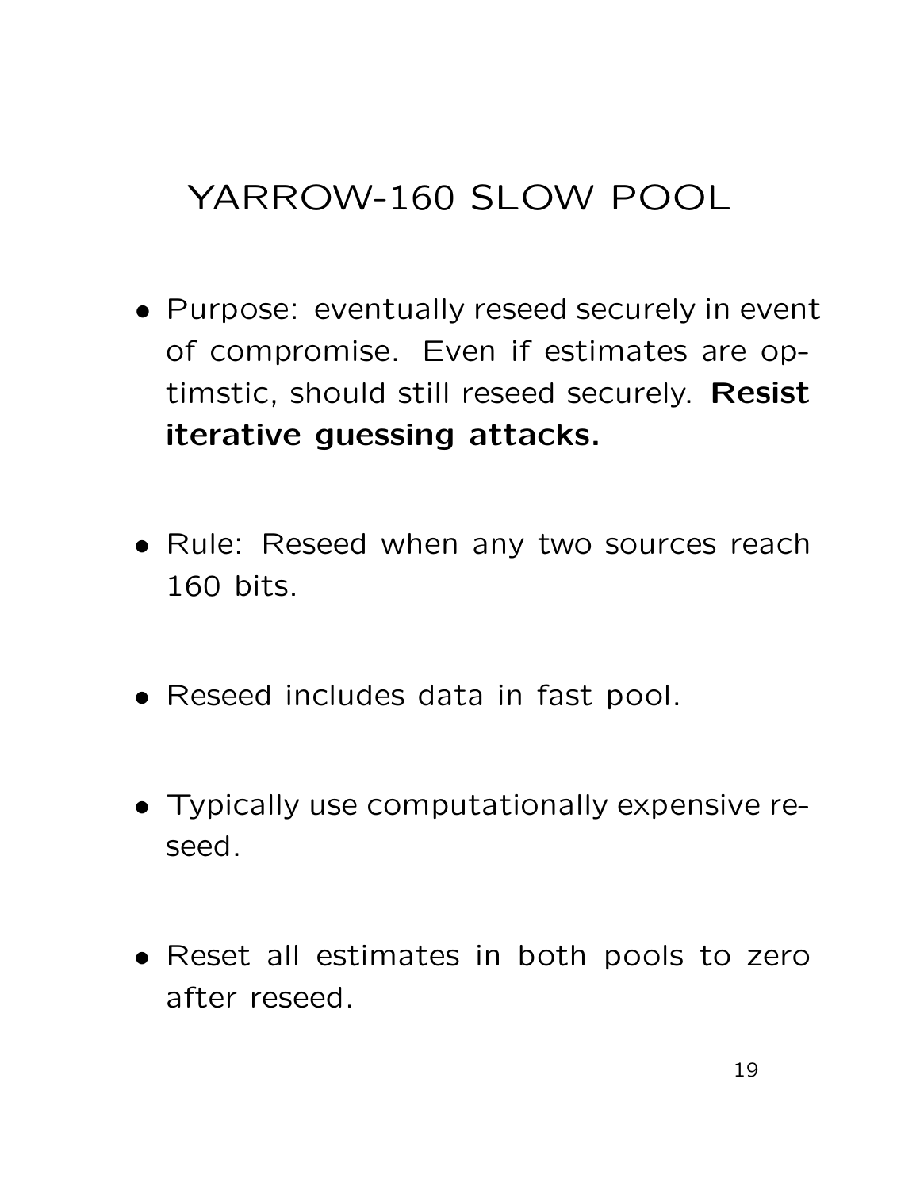# YARROW-160 SLOW POOL

- Purpose: eventually reseed securely in event of compromise. Even if estimates are optimstic, should still reseed securely. **Resist iterative guessing attacks.**

- Rule: Reseed when any two sources reach 160 bits.

- Reseed includes data in fast pool.

- Typically use computationally expensive reseed.

- Reset all estimates in both pools to zero after reseed.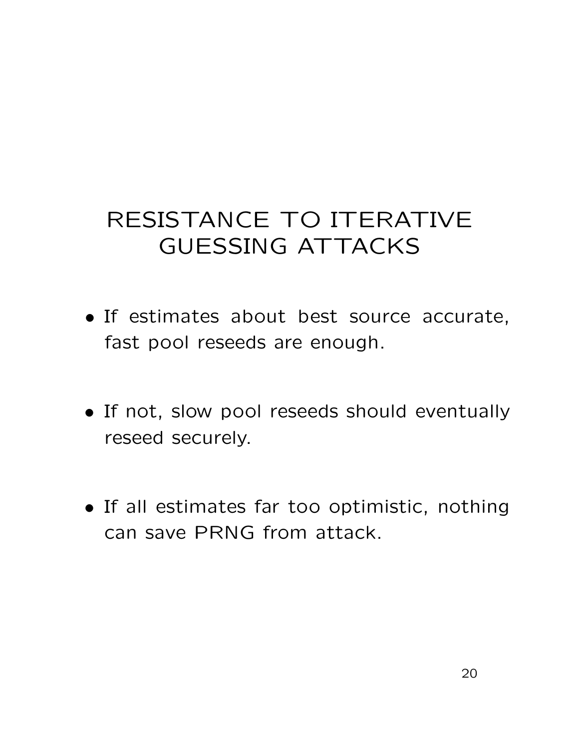# RESISTANCE TO ITERATIVE GUESSING ATTACKS

- If estimates about best source accurate, fast pool reseeds are enough.
- If not, slow pool reseeds should eventually reseed securely.
- If all estimates far too optimistic, nothing can save PRNG from attack.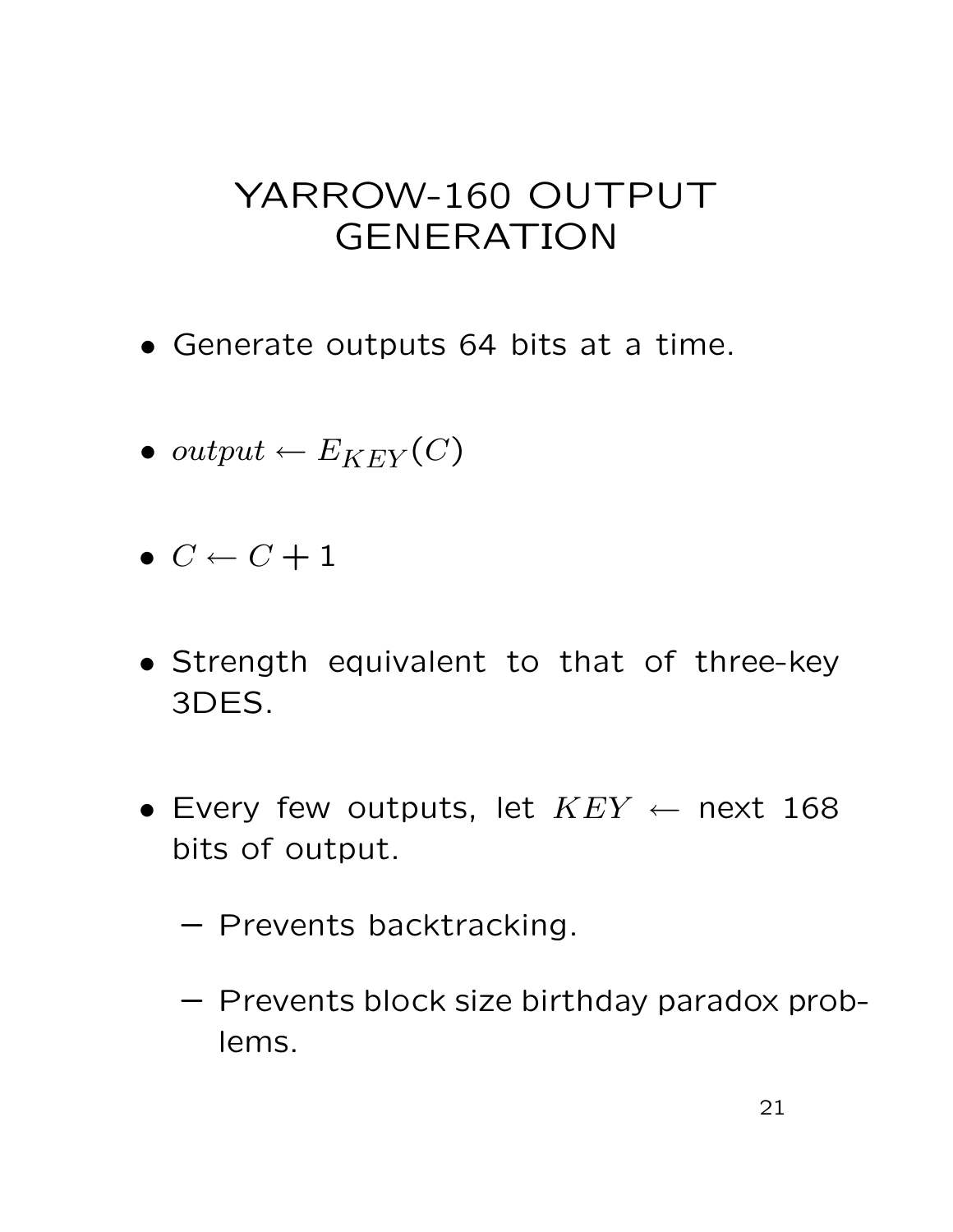# YARROW-160 OUTPUT GENERATION

- Generate outputs 64 bits at a time.
- $output \leftarrow E_{KEY}(C)$
- $C \leftarrow C + 1$
- Strength equivalent to that of three-key 3DES.
- Every few outputs, let $KEY \leftarrow$ next 168 bits of output.
  - Prevents backtracking.
  - Prevents block size birthday paradox problems.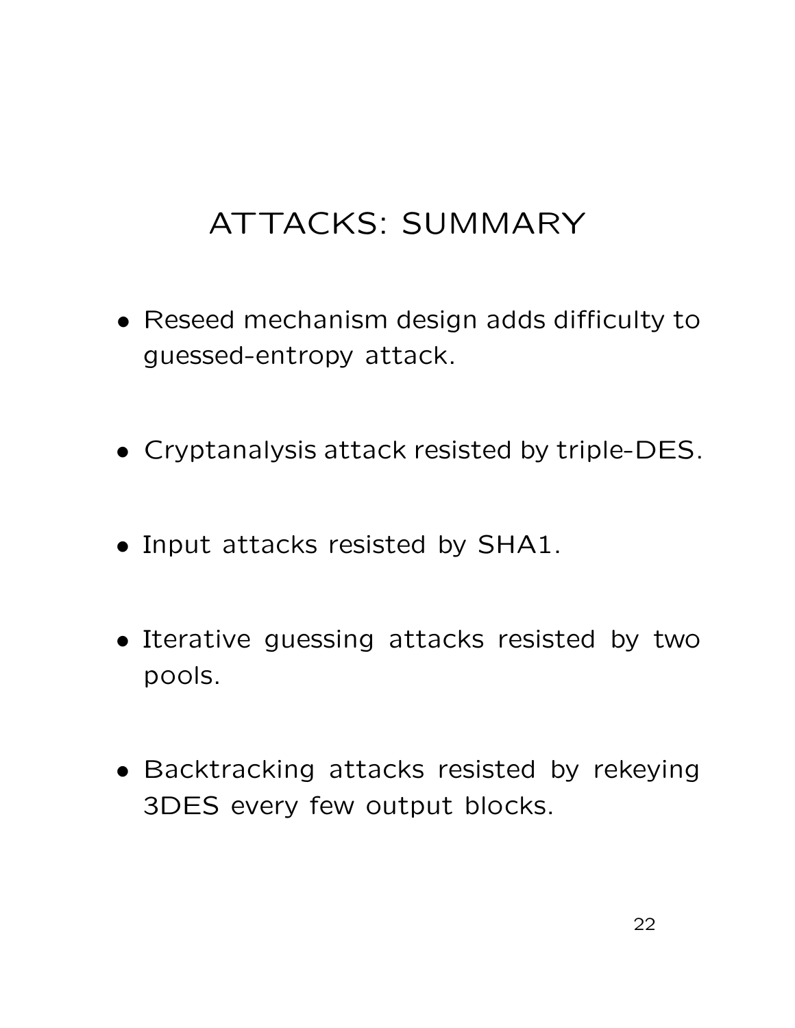# ATTACKS: SUMMARY

- Reseed mechanism design adds difficulty to guessed-entropy attack.
- Cryptanalysis attack resisted by triple-DES.
- Input attacks resisted by SHA1.
- Iterative guessing attacks resisted by two pools.
- Backtracking attacks resisted by rekeying 3DES every few output blocks.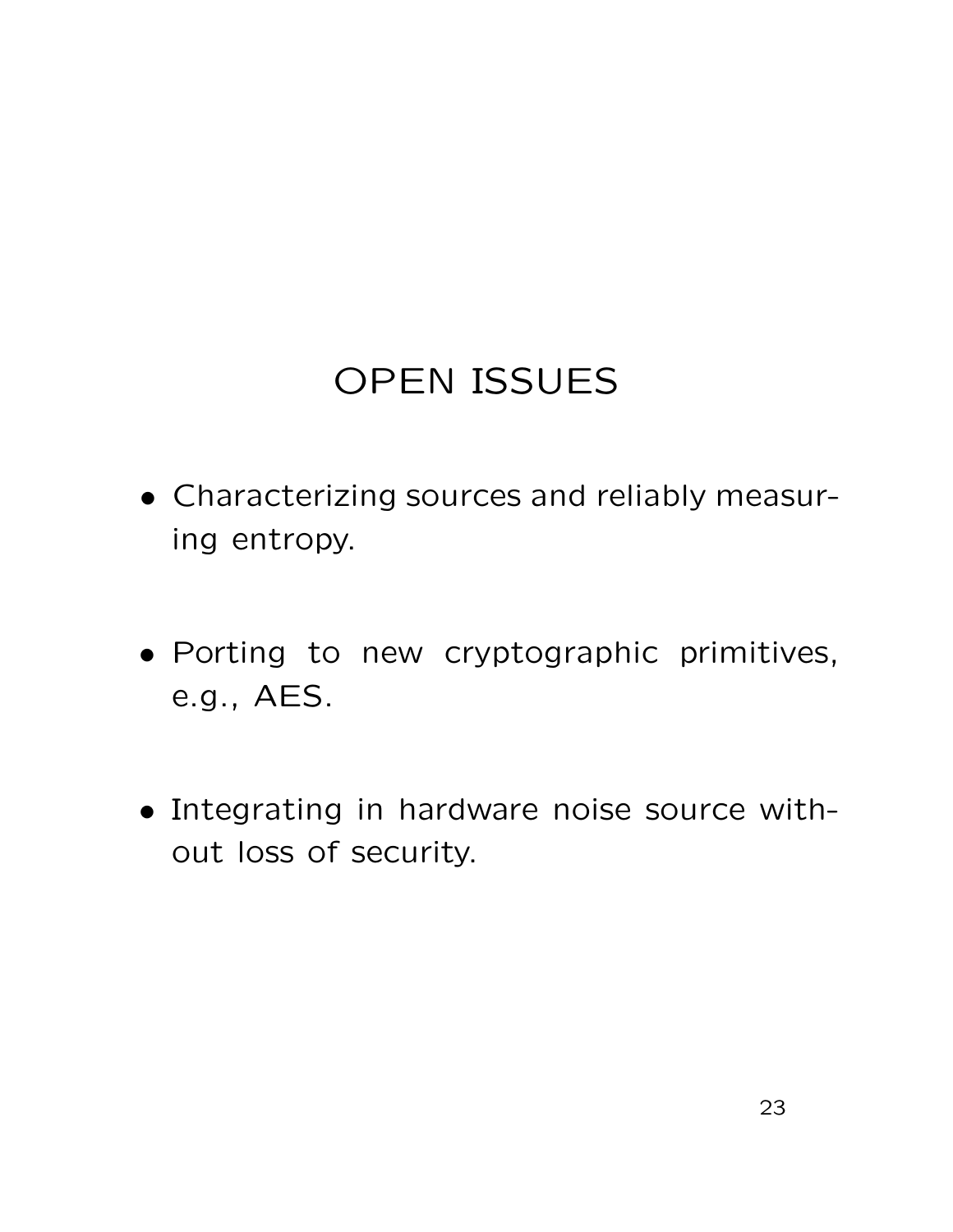# OPEN ISSUES

- Characterizing sources and reliably measuring entropy.
- Porting to new cryptographic primitives, e.g., AES.
- Integrating in hardware noise source without loss of security.